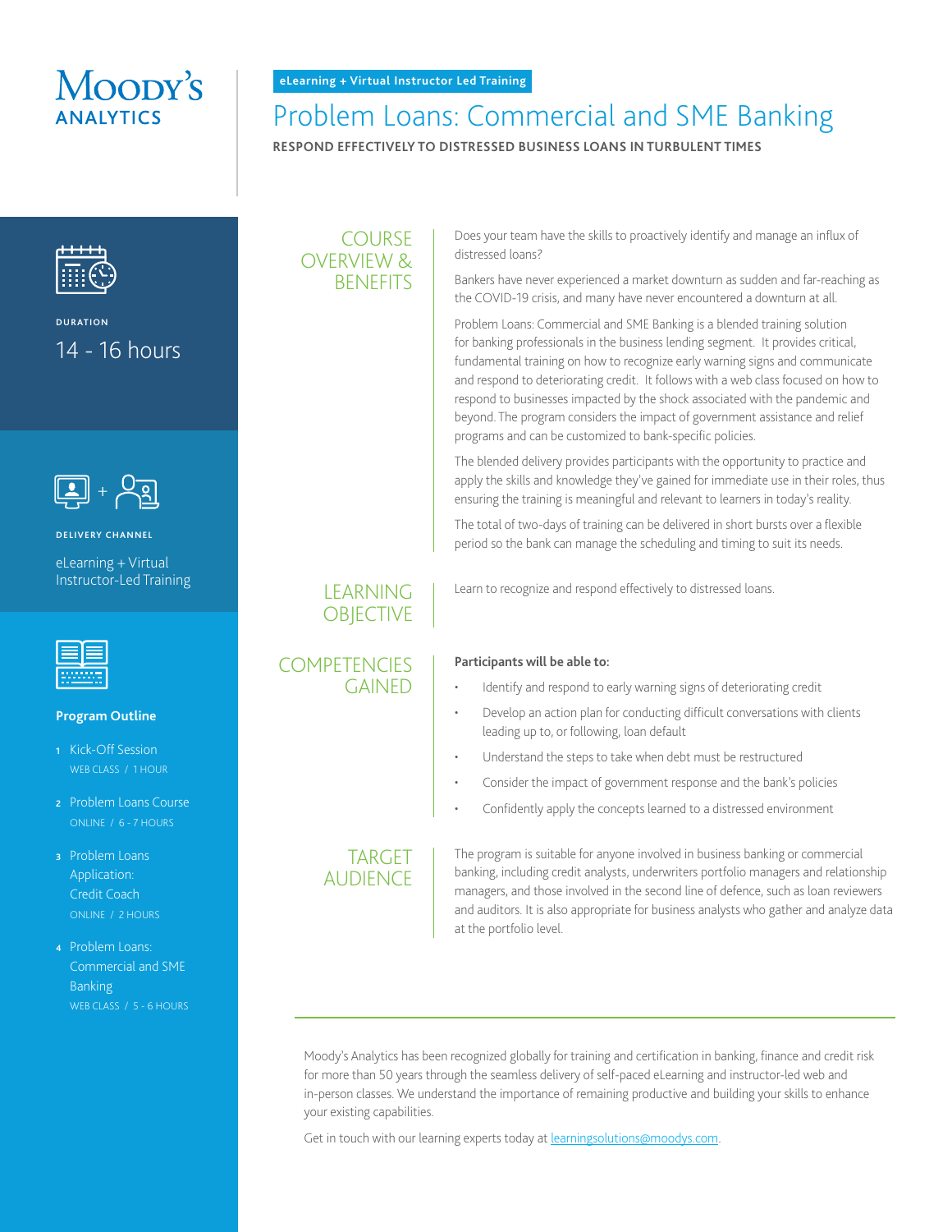Moody's ANALYTICS

eLearning + Virtual Instructor Led Training

# Problem Loans: Commercial and SME Banking

**RESPOND EFFECTIVELY TO DISTRESSED BUSINESS LOANS IN TURBULENT TIMES**

DURATION

14 - 16 hours

DELIVERY CHANNEL

eLearning + Virtual Instructor-Led Training

**Program Outline**

1. Kick-Off Session
   WEB CLASS / 1 HOUR
2. Problem Loans Course
   ONLINE / 6 - 7 HOURS
3. Problem Loans Application: Credit Coach
   ONLINE / 2 HOURS
4. Problem Loans: Commercial and SME Banking
   WEB CLASS / 5 - 6 HOURS

## COURSE OVERVIEW & BENEFITS

Does your team have the skills to proactively identify and manage an influx of distressed loans?

Bankers have never experienced a market downturn as sudden and far-reaching as the COVID-19 crisis, and many have never encountered a downturn at all.

Problem Loans: Commercial and SME Banking is a blended training solution for banking professionals in the business lending segment. It provides critical, fundamental training on how to recognize early warning signs and communicate and respond to deteriorating credit. It follows with a web class focused on how to respond to businesses impacted by the shock associated with the pandemic and beyond. The program considers the impact of government assistance and relief programs and can be customized to bank-specific policies.

The blended delivery provides participants with the opportunity to practice and apply the skills and knowledge they've gained for immediate use in their roles, thus ensuring the training is meaningful and relevant to learners in today's reality.

The total of two-days of training can be delivered in short bursts over a flexible period so the bank can manage the scheduling and timing to suit its needs.

## LEARNING OBJECTIVE

Learn to recognize and respond effectively to distressed loans.

## COMPETENCIES GAINED

**Participants will be able to:**

- Identify and respond to early warning signs of deteriorating credit
- Develop an action plan for conducting difficult conversations with clients leading up to, or following, loan default
- Understand the steps to take when debt must be restructured
- Consider the impact of government response and the bank's policies
- Confidently apply the concepts learned to a distressed environment

## TARGET AUDIENCE

The program is suitable for anyone involved in business banking or commercial banking, including credit analysts, underwriters portfolio managers and relationship managers, and those involved in the second line of defence, such as loan reviewers and auditors. It is also appropriate for business analysts who gather and analyze data at the portfolio level.

---

Moody's Analytics has been recognized globally for training and certification in banking, finance and credit risk for more than 50 years through the seamless delivery of self-paced eLearning and instructor-led web and in-person classes. We understand the importance of remaining productive and building your skills to enhance your existing capabilities.

Get in touch with our learning experts today at learningsolutions@moodys.com.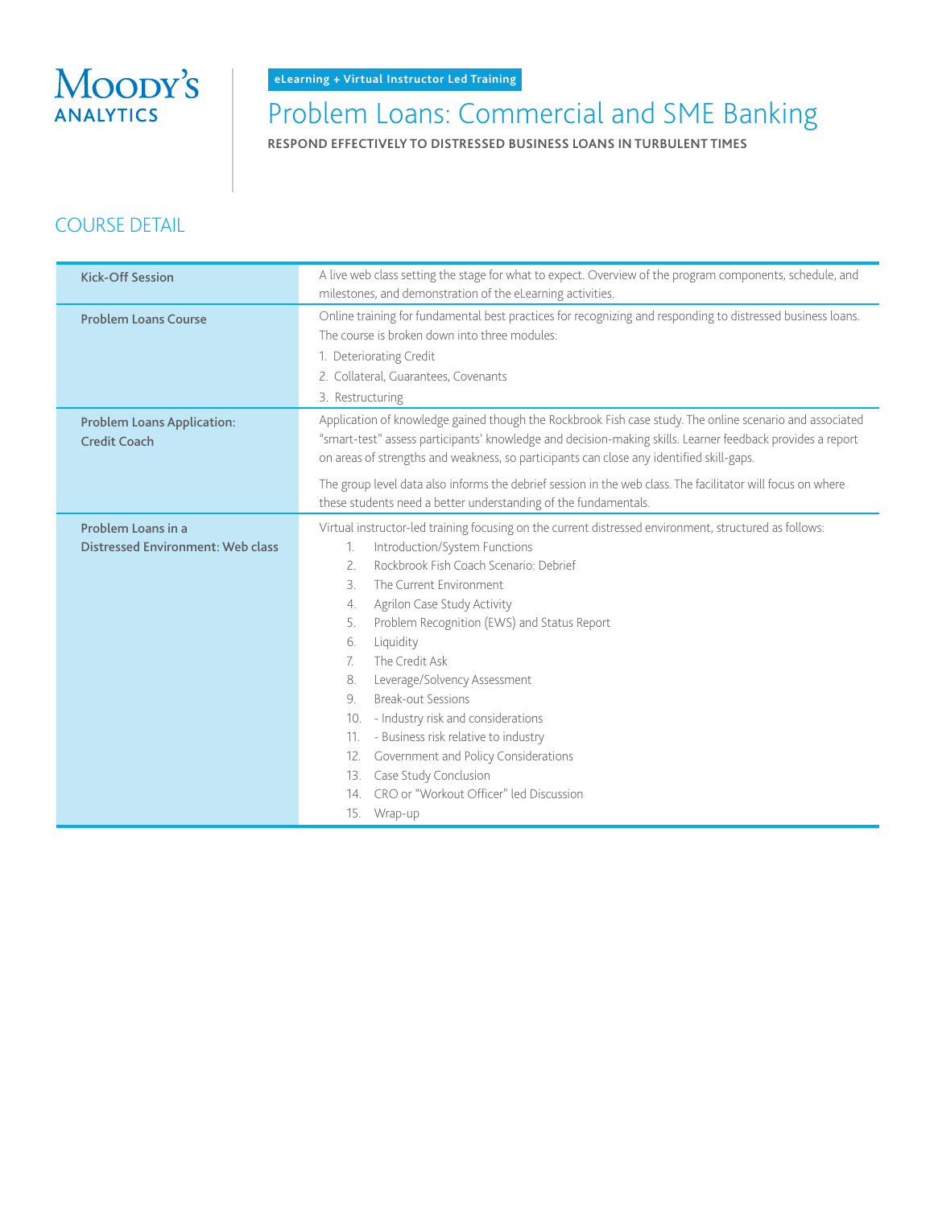Moody's Analytics

eLearning + Virtual Instructor Led Training

# Problem Loans: Commercial and SME Banking

**RESPOND EFFECTIVELY TO DISTRESSED BUSINESS LOANS IN TURBULENT TIMES**

## COURSE DETAIL

| | |
|---|---|
| **Kick-Off Session** | A live web class setting the stage for what to expect. Overview of the program components, schedule, and milestones, and demonstration of the eLearning activities. |
| **Problem Loans Course** | Online training for fundamental best practices for recognizing and responding to distressed business loans. The course is broken down into three modules:<br>1. Deteriorating Credit<br>2. Collateral, Guarantees, Covenants<br>3. Restructuring |
| **Problem Loans Application: Credit Coach** | Application of knowledge gained though the Rockbrook Fish case study. The online scenario and associated "smart-test" assess participants' knowledge and decision-making skills. Learner feedback provides a report on areas of strengths and weakness, so participants can close any identified skill-gaps.<br><br>The group level data also informs the debrief session in the web class. The facilitator will focus on where these students need a better understanding of the fundamentals. |
| **Problem Loans in a Distressed Environment: Web class** | Virtual instructor-led training focusing on the current distressed environment, structured as follows:<br>1. Introduction/System Functions<br>2. Rockbrook Fish Coach Scenario: Debrief<br>3. The Current Environment<br>4. Agrilon Case Study Activity<br>5. Problem Recognition (EWS) and Status Report<br>6. Liquidity<br>7. The Credit Ask<br>8. Leverage/Solvency Assessment<br>9. Break-out Sessions<br>10. - Industry risk and considerations<br>11. - Business risk relative to industry<br>12. Government and Policy Considerations<br>13. Case Study Conclusion<br>14. CRO or "Workout Officer" led Discussion<br>15. Wrap-up |